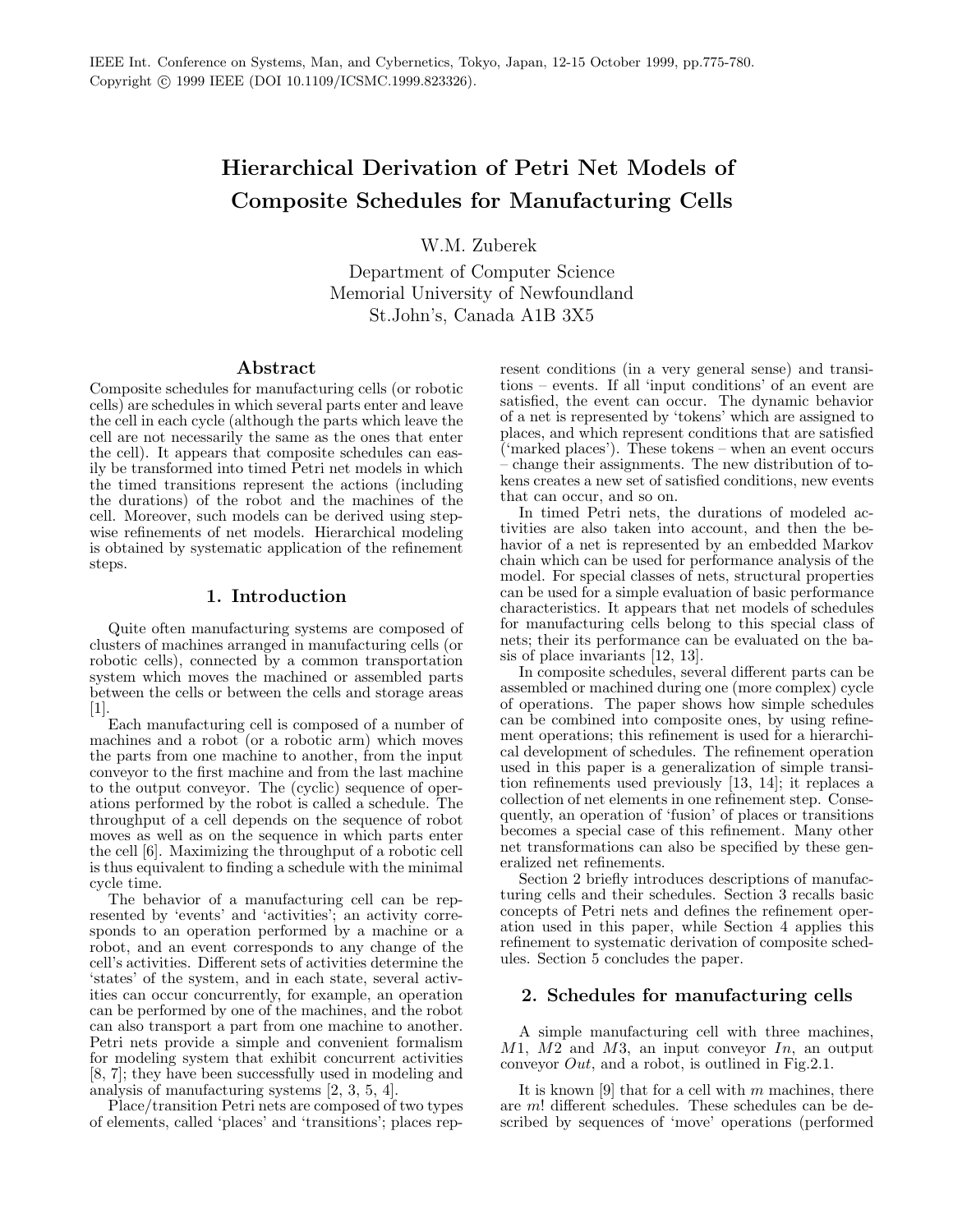IEEE Int. Conference on Systems, Man, and Cybernetics, Tokyo, Japan, 12-15 October 1999, pp.775-780.
Copyright © 1999 IEEE (DOI 10.1109/ICSMC.1999.823326).

# Hierarchical Derivation of Petri Net Models of Composite Schedules for Manufacturing Cells

W.M. Zuberek

Department of Computer Science
Memorial University of Newfoundland
St.John's, Canada A1B 3X5

## Abstract

Composite schedules for manufacturing cells (or robotic cells) are schedules in which several parts enter and leave the cell in each cycle (although the parts which leave the cell are not necessarily the same as the ones that enter the cell). It appears that composite schedules can easily be transformed into timed Petri net models in which the timed transitions represent the actions (including the durations) of the robot and the machines of the cell. Moreover, such models can be derived using stepwise refinements of net models. Hierarchical modeling is obtained by systematic application of the refinement steps.

## 1. Introduction

Quite often manufacturing systems are composed of clusters of machines arranged in manufacturing cells (or robotic cells), connected by a common transportation system which moves the machined or assembled parts between the cells or between the cells and storage areas [1].

Each manufacturing cell is composed of a number of machines and a robot (or a robotic arm) which moves the parts from one machine to another, from the input conveyor to the first machine and from the last machine to the output conveyor. The (cyclic) sequence of operations performed by the robot is called a schedule. The throughput of a cell depends on the sequence of robot moves as well as on the sequence in which parts enter the cell [6]. Maximizing the throughput of a robotic cell is thus equivalent to finding a schedule with the minimal cycle time.

The behavior of a manufacturing cell can be represented by 'events' and 'activities'; an activity corresponds to an operation performed by a machine or a robot, and an event corresponds to any change of the cell's activities. Different sets of activities determine the 'states' of the system, and in each state, several activities can occur concurrently, for example, an operation can be performed by one of the machines, and the robot can also transport a part from one machine to another. Petri nets provide a simple and convenient formalism for modeling system that exhibit concurrent activities [8, 7]; they have been successfully used in modeling and analysis of manufacturing systems [2, 3, 5, 4].

Place/transition Petri nets are composed of two types of elements, called 'places' and 'transitions'; places represent conditions (in a very general sense) and transitions – events. If all 'input conditions' of an event are satisfied, the event can occur. The dynamic behavior of a net is represented by 'tokens' which are assigned to places, and which represent conditions that are satisfied ('marked places'). These tokens – when an event occurs – change their assignments. The new distribution of tokens creates a new set of satisfied conditions, new events that can occur, and so on.

In timed Petri nets, the durations of modeled activities are also taken into account, and then the behavior of a net is represented by an embedded Markov chain which can be used for performance analysis of the model. For special classes of nets, structural properties can be used for a simple evaluation of basic performance characteristics. It appears that net models of schedules for manufacturing cells belong to this special class of nets; their its performance can be evaluated on the basis of place invariants [12, 13].

In composite schedules, several different parts can be assembled or machined during one (more complex) cycle of operations. The paper shows how simple schedules can be combined into composite ones, by using refinement operations; this refinement is used for a hierarchical development of schedules. The refinement operation used in this paper is a generalization of simple transition refinements used previously [13, 14]; it replaces a collection of net elements in one refinement step. Consequently, an operation of 'fusion' of places or transitions becomes a special case of this refinement. Many other net transformations can also be specified by these generalized net refinements.

Section 2 briefly introduces descriptions of manufacturing cells and their schedules. Section 3 recalls basic concepts of Petri nets and defines the refinement operation used in this paper, while Section 4 applies this refinement to systematic derivation of composite schedules. Section 5 concludes the paper.

## 2. Schedules for manufacturing cells

A simple manufacturing cell with three machines, $M1$, $M2$ and $M3$, an input conveyor $In$, an output conveyor $Out$, and a robot, is outlined in Fig.2.1.

It is known [9] that for a cell with $m$ machines, there are $m!$ different schedules. These schedules can be described by sequences of 'move' operations (performed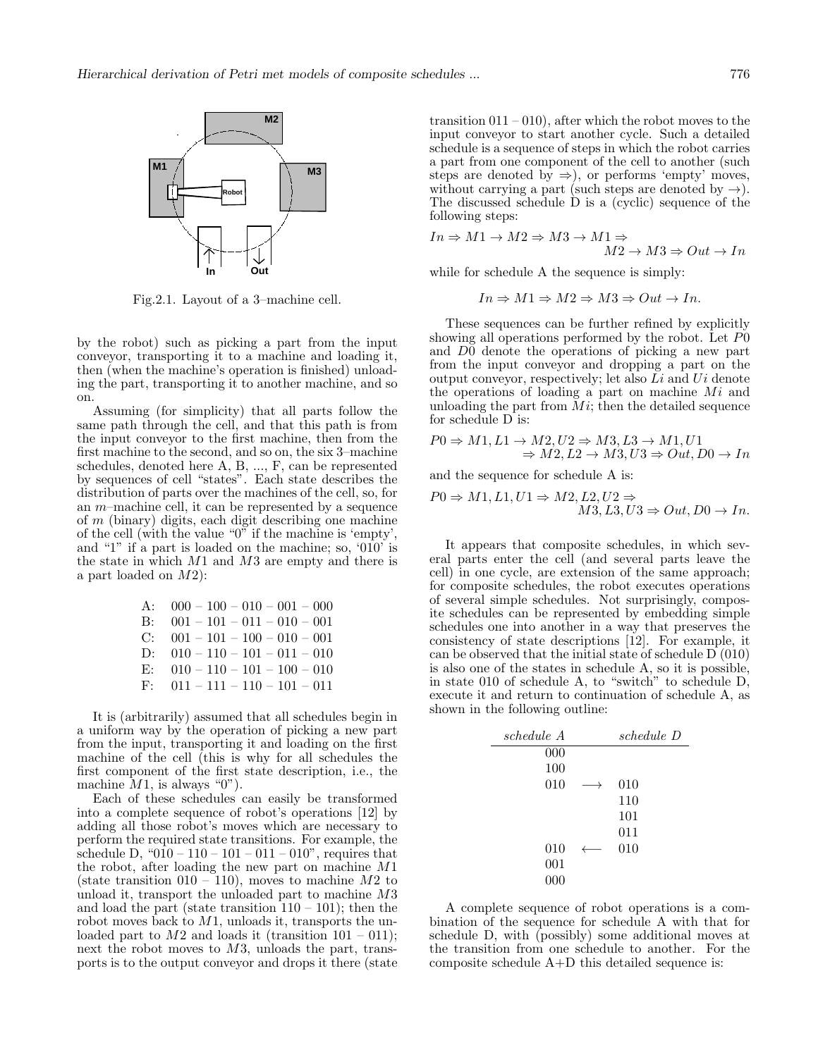M2

M1

M3

Robot

In

Out

Fig.2.1. Layout of a 3–machine cell.

by the robot) such as picking a part from the input conveyor, transporting it to a machine and loading it, then (when the machine's operation is finished) unloading the part, transporting it to another machine, and so on.

Assuming (for simplicity) that all parts follow the same path through the cell, and that this path is from the input conveyor to the first machine, then from the first machine to the second, and so on, the six 3–machine schedules, denoted here A, B, ..., F, can be represented by sequences of cell "states". Each state describes the distribution of parts over the machines of the cell, so, for an $m$–machine cell, it can be represented by a sequence of $m$ (binary) digits, each digit describing one machine of the cell (with the value "0" if the machine is 'empty', and "1" if a part is loaded on the machine; so, '010' is the state in which $M1$ and $M3$ are empty and there is a part loaded on $M2$):

| | |
|---|---|
| A: | 000 – 100 – 010 – 001 – 000 |
| B: | 001 – 101 – 011 – 010 – 001 |
| C: | 001 – 101 – 100 – 010 – 001 |
| D: | 010 – 110 – 101 – 011 – 010 |
| E: | 010 – 110 – 101 – 100 – 010 |
| F: | 011 – 111 – 110 – 101 – 011 |

It is (arbitrarily) assumed that all schedules begin in a uniform way by the operation of picking a new part from the input, transporting it and loading on the first machine of the cell (this is why for all schedules the first component of the first state description, i.e., the machine $M1$, is always "0").

Each of these schedules can easily be transformed into a complete sequence of robot's operations [12] by adding all those robot's moves which are necessary to perform the required state transitions. For example, the schedule D, "010 – 110 – 101 – 011 – 010", requires that the robot, after loading the new part on machine $M1$ (state transition 010 – 110), moves to machine $M2$ to unload it, transport the unloaded part to machine $M3$ and load the part (state transition 110 – 101); then the robot moves back to $M1$, unloads it, transports the unloaded part to $M2$ and loads it (transition 101 – 011); next the robot moves to $M3$, unloads the part, transports is to the output conveyor and drops it there (state transition 011 – 010), after which the robot moves to the input conveyor to start another cycle. Such a detailed schedule is a sequence of steps in which the robot carries a part from one component of the cell to another (such steps are denoted by $\Rightarrow$), or performs 'empty' moves, without carrying a part (such steps are denoted by $\rightarrow$). The discussed schedule D is a (cyclic) sequence of the following steps:

$$In \Rightarrow M1 \rightarrow M2 \Rightarrow M3 \rightarrow M1 \Rightarrow M2 \rightarrow M3 \Rightarrow Out \rightarrow In$$

while for schedule A the sequence is simply:

$$In \Rightarrow M1 \Rightarrow M2 \Rightarrow M3 \Rightarrow Out \rightarrow In.$$

These sequences can be further refined by explicitly showing all operations performed by the robot. Let $P0$ and $D0$ denote the operations of picking a new part from the input conveyor and dropping a part on the output conveyor, respectively; let also $Li$ and $Ui$ denote the operations of loading a part on machine $Mi$ and unloading the part from $Mi$; then the detailed sequence for schedule D is:

$$P0 \Rightarrow M1, L1 \rightarrow M2, U2 \Rightarrow M3, L3 \rightarrow M1, U1 \Rightarrow M2, L2 \rightarrow M3, U3 \Rightarrow Out, D0 \rightarrow In$$

and the sequence for schedule A is:

$$P0 \Rightarrow M1, L1, U1 \Rightarrow M2, L2, U2 \Rightarrow M3, L3, U3 \Rightarrow Out, D0 \rightarrow In.$$

It appears that composite schedules, in which several parts enter the cell (and several parts leave the cell) in one cycle, are extension of the same approach; for composite schedules, the robot executes operations of several simple schedules. Not surprisingly, composite schedules can be represented by embedding simple schedules one into another in a way that preserves the consistency of state descriptions [12]. For example, it can be observed that the initial state of schedule D (010) is also one of the states in schedule A, so it is possible, in state 010 of schedule A, to "switch" to schedule D, execute it and return to continuation of schedule A, as shown in the following outline:

| *schedule A* | | *schedule D* |
|---|---|---|
| 000 | | |
| 100 | | |
| 010 | $\longrightarrow$ | 010 |
| | | 110 |
| | | 101 |
| | | 011 |
| 010 | $\longleftarrow$ | 010 |
| 001 | | |
| 000 | | |

A complete sequence of robot operations is a combination of the sequence for schedule A with that for schedule D, with (possibly) some additional moves at the transition from one schedule to another. For the composite schedule A+D this detailed sequence is: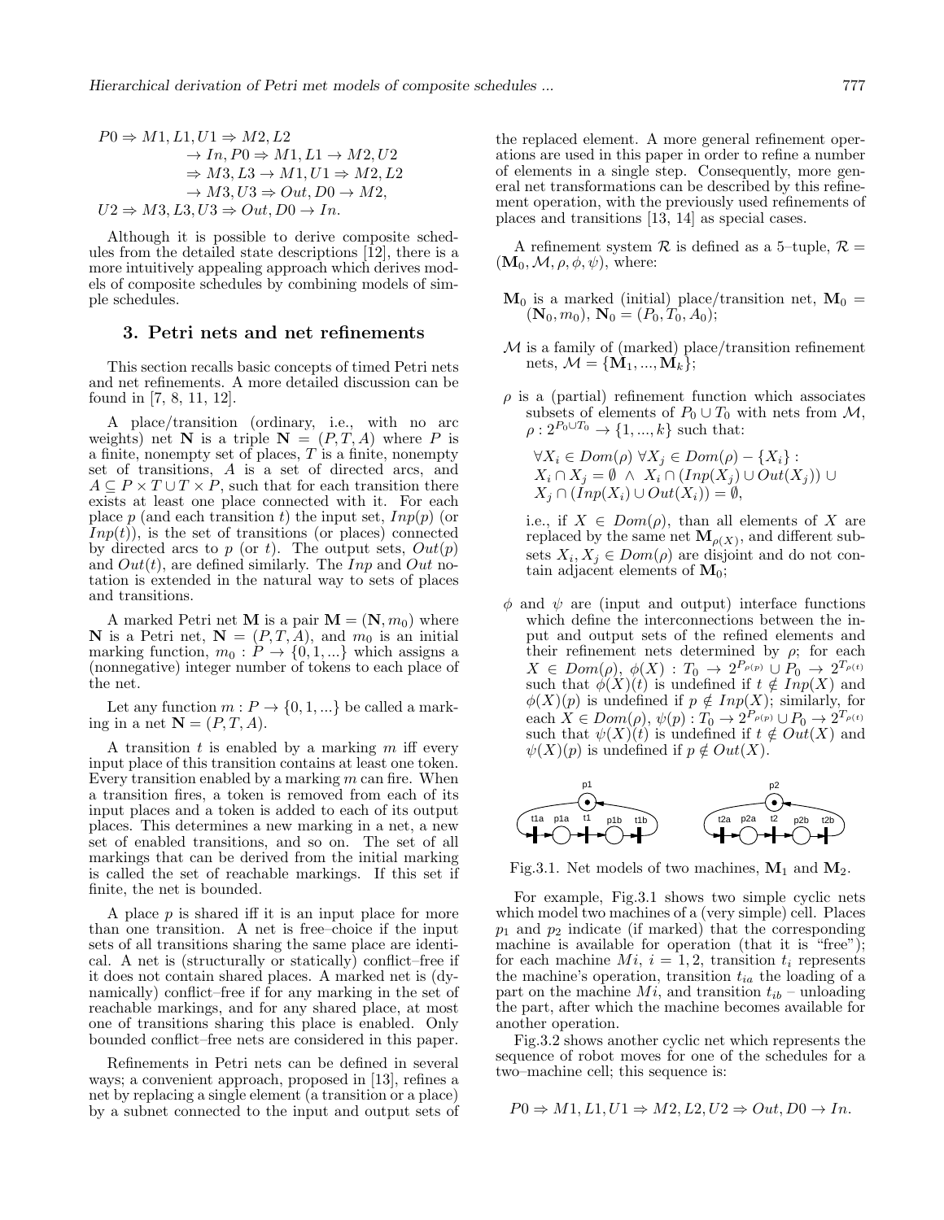$$
\begin{aligned}
P0 \Rightarrow M1, L1, U1 &\Rightarrow M2, L2 \\
&\rightarrow In, P0 \Rightarrow M1, L1 \rightarrow M2, U2 \\
&\Rightarrow M3, L3 \rightarrow M1, U1 \Rightarrow M2, L2 \\
&\rightarrow M3, U3 \Rightarrow Out, D0 \rightarrow M2, \\
U2 \Rightarrow M3, L3, U3 &\Rightarrow Out, D0 \rightarrow In.
\end{aligned}
$$

Although it is possible to derive composite schedules from the detailed state descriptions [12], there is a more intuitively appealing approach which derives models of composite schedules by combining models of simple schedules.

## 3. Petri nets and net refinements

This section recalls basic concepts of timed Petri nets and net refinements. A more detailed discussion can be found in [7, 8, 11, 12].

A place/transition (ordinary, i.e., with no arc weights) net $\mathbf{N}$ is a triple $\mathbf{N} = (P, T, A)$ where $P$ is a finite, nonempty set of places, $T$ is a finite, nonempty set of transitions, $A$ is a set of directed arcs, and $A \subseteq P \times T \cup T \times P$, such that for each transition there exists at least one place connected with it. For each place $p$ (and each transition $t$) the input set, $Inp(p)$ (or $Inp(t)$), is the set of transitions (or places) connected by directed arcs to $p$ (or $t$). The output sets, $Out(p)$ and $Out(t)$, are defined similarly. The $Inp$ and $Out$ notation is extended in the natural way to sets of places and transitions.

A marked Petri net $\mathbf{M}$ is a pair $\mathbf{M} = (\mathbf{N}, m_0)$ where $\mathbf{N}$ is a Petri net, $\mathbf{N} = (P, T, A)$, and $m_0$ is an initial marking function, $m_0 : P \rightarrow \{0, 1, ...\}$ which assigns a (nonnegative) integer number of tokens to each place of the net.

Let any function $m : P \rightarrow \{0, 1, ...\}$ be called a marking in a net $\mathbf{N} = (P, T, A)$.

A transition $t$ is enabled by a marking $m$ iff every input place of this transition contains at least one token. Every transition enabled by a marking $m$ can fire. When a transition fires, a token is removed from each of its input places and a token is added to each of its output places. This determines a new marking in a net, a new set of enabled transitions, and so on. The set of all markings that can be derived from the initial marking is called the set of reachable markings. If this set if finite, the net is bounded.

A place $p$ is shared iff it is an input place for more than one transition. A net is free–choice if the input sets of all transitions sharing the same place are identical. A net is (structurally or statically) conflict–free if it does not contain shared places. A marked net is (dynamically) conflict–free if for any marking in the set of reachable markings, and for any shared place, at most one of transitions sharing this place is enabled. Only bounded conflict–free nets are considered in this paper.

Refinements in Petri nets can be defined in several ways; a convenient approach, proposed in [13], refines a net by replacing a single element (a transition or a place) by a subnet connected to the input and output sets of the replaced element. A more general refinement operations are used in this paper in order to refine a number of elements in a single step. Consequently, more general net transformations can be described by this refinement operation, with the previously used refinements of places and transitions [13, 14] as special cases.

A refinement system $\mathcal{R}$ is defined as a 5–tuple, $\mathcal{R} = (\mathbf{M}_0, \mathcal{M}, \rho, \phi, \psi)$, where:

- $\mathbf{M}_0$ is a marked (initial) place/transition net, $\mathbf{M}_0 = (\mathbf{N}_0, m_0)$, $\mathbf{N}_0 = (P_0, T_0, A_0)$;
- $\mathcal{M}$ is a family of (marked) place/transition refinement nets, $\mathcal{M} = \{\mathbf{M}_1, ..., \mathbf{M}_k\}$;
- $\rho$ is a (partial) refinement function which associates subsets of elements of $P_0 \cup T_0$ with nets from $\mathcal{M}$, $\rho : 2^{P_0 \cup T_0} \rightarrow \{1, ..., k\}$ such that:

  $\forall X_i \in Dom(\rho)\ \forall X_j \in Dom(\rho) - \{X_i\} :$
  $X_i \cap X_j = \emptyset \ \wedge \ X_i \cap (Inp(X_j) \cup Out(X_j)) \cup$
  $X_j \cap (Inp(X_i) \cup Out(X_i)) = \emptyset,$

  i.e., if $X \in Dom(\rho)$, than all elements of $X$ are replaced by the same net $\mathbf{M}_{\rho(X)}$, and different subsets $X_i, X_j \in Dom(\rho)$ are disjoint and do not contain adjacent elements of $\mathbf{M}_0$;
- $\phi$ and $\psi$ are (input and output) interface functions which define the interconnections between the input and output sets of the refined elements and their refinement nets determined by $\rho$; for each $X \in Dom(\rho)$, $\phi(X) : T_0 \rightarrow 2^{P_{\rho(p)}} \cup P_0 \rightarrow 2^{T_{\rho(t)}}$ such that $\phi(X)(t)$ is undefined if $t \notin Inp(X)$ and $\phi(X)(p)$ is undefined if $p \notin Inp(X)$; similarly, for each $X \in Dom(\rho)$, $\psi(p) : T_0 \rightarrow 2^{P_{\rho(p)}} \cup P_0 \rightarrow 2^{T_{\rho(t)}}$ such that $\psi(X)(t)$ is undefined if $t \notin Out(X)$ and $\psi(X)(p)$ is undefined if $p \notin Out(X)$.

p1
t1a p1a t1 p1b t1b

p2
t2a p2a t2 p2b t2b

Fig.3.1. Net models of two machines, $\mathbf{M}_1$ and $\mathbf{M}_2$.

For example, Fig.3.1 shows two simple cyclic nets which model two machines of a (very simple) cell. Places $p_1$ and $p_2$ indicate (if marked) that the corresponding machine is available for operation (that it is "free"); for each machine $Mi$, $i = 1, 2$, transition $t_i$ represents the machine's operation, transition $t_{ia}$ the loading of a part on the machine $Mi$, and transition $t_{ib}$ – unloading the part, after which the machine becomes available for another operation.

Fig.3.2 shows another cyclic net which represents the sequence of robot moves for one of the schedules for a two–machine cell; this sequence is:

$$P0 \Rightarrow M1, L1, U1 \Rightarrow M2, L2, U2 \Rightarrow Out, D0 \rightarrow In.$$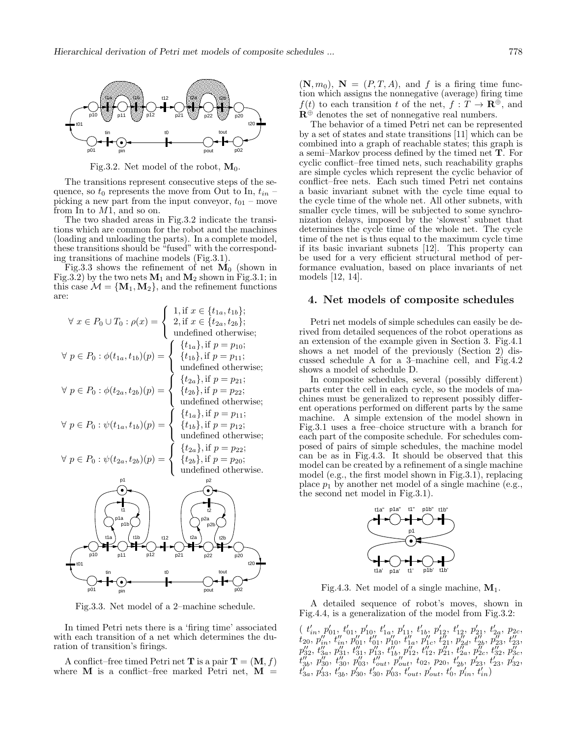Fig.3.2. Net model of the robot, $\mathbf{M}_0$.

The transitions represent consecutive steps of the sequence, so $t_0$ represents the move from Out to In, $t_{in}$ – picking a new part from the input conveyor, $t_{01}$ – move from In to $M1$, and so on.

The two shaded areas in Fig.3.2 indicate the transitions which are common for the robot and the machines (loading and unloading the parts). In a complete model, these transitions should be "fused" with the corresponding transitions of machine models (Fig.3.1).

Fig.3.3 shows the refinement of net $\mathbf{M}_0$ (shown in Fig.3.2) by the two nets $\mathbf{M}_1$ and $\mathbf{M}_2$ shown in Fig.3.1; in this case $\mathcal{M} = \{\mathbf{M}_1, \mathbf{M}_2\}$, and the refinement functions are:

$$\forall\ x \in P_0 \cup T_0 : \rho(x) = \begin{cases} 1, \text{if } x \in \{t_{1a}, t_{1b}\}; \\ 2, \text{if } x \in \{t_{2a}, t_{2b}\}; \\ \text{undefined otherwise;} \end{cases}$$

$$\forall\ p \in P_0 : \phi(t_{1a}, t_{1b})(p) = \begin{cases} \{t_{1a}\}, \text{if } p = p_{10}; \\ \{t_{1b}\}, \text{if } p = p_{11}; \\ \text{undefined otherwise;} \end{cases}$$

$$\forall\ p \in P_0 : \phi(t_{2a}, t_{2b})(p) = \begin{cases} \{t_{2a}\}, \text{if } p = p_{21}; \\ \{t_{2b}\}, \text{if } p = p_{22}; \\ \text{undefined otherwise;} \end{cases}$$

$$\forall\ p \in P_0 : \psi(t_{1a}, t_{1b})(p) = \begin{cases} \{t_{1a}\}, \text{if } p = p_{11}; \\ \{t_{1b}\}, \text{if } p = p_{12}; \\ \text{undefined otherwise;} \end{cases}$$

$$\forall\ p \in P_0 : \psi(t_{2a}, t_{2b})(p) = \begin{cases} \{t_{2a}\}, \text{if } p = p_{22}; \\ \{t_{2b}\}, \text{if } p = p_{20}; \\ \text{undefined otherwise.} \end{cases}$$

Fig.3.3. Net model of a 2–machine schedule.

In timed Petri nets there is a 'firing time' associated with each transition of a net which determines the duration of transition's firings.

A conflict–free timed Petri net $\mathbf{T}$ is a pair $\mathbf{T} = (\mathbf{M}, f)$ where $\mathbf{M}$ is a conflict–free marked Petri net, $\mathbf{M} = (\mathbf{N}, m_0)$, $\mathbf{N} = (P, T, A)$, and $f$ is a firing time function which assigns the nonnegative (average) firing time $f(t)$ to each transition $t$ of the net, $f : T \rightarrow \mathbf{R}^{\oplus}$, and $\mathbf{R}^{\oplus}$ denotes the set of nonnegative real numbers.

The behavior of a timed Petri net can be represented by a set of states and state transitions [11] which can be combined into a graph of reachable states; this graph is a semi–Markov process defined by the timed net $\mathbf{T}$. For cyclic conflict–free timed nets, such reachability graphs are simple cycles which represent the cyclic behavior of conflict–free nets. Each such timed Petri net contains a basic invariant subnet with the cycle time equal to the cycle time of the whole net. All other subnets, with smaller cycle times, will be subjected to some synchronization delays, imposed by the 'slowest' subnet that determines the cycle time of the whole net. The cycle time of the net is thus equal to the maximum cycle time if its basic invariant subnets [12]. This property can be used for a very efficient structural method of performance evaluation, based on place invariants of net models [12, 14].

## 4. Net models of composite schedules

Petri net models of simple schedules can easily be derived from detailed sequences of the robot operations as an extension of the example given in Section 3. Fig.4.1 shows a net model of the previously (Section 2) discussed schedule A for a 3–machine cell, and Fig.4.2 shows a model of schedule D.

In composite schedules, several (possibly different) parts enter the cell in each cycle, so the models of machines must be generalized to represent possibly different operations performed on different parts by the same machine. A simple extension of the model shown in Fig.3.1 uses a free–choice structure with a branch for each part of the composite schedule. For schedules composed of pairs of simple schedules, the machine model can be as in Fig.4.3. It should be observed that this model can be created by a refinement of a single machine model (e.g., the first model shown in Fig.3.1), replacing place $p_1$ by another net model of a single machine (e.g., the second net model in Fig.3.1).

Fig.4.3. Net model of a single machine, $\mathbf{M}_1$.

A detailed sequence of robot's moves, shown in Fig.4.4, is a generalization of the model from Fig.3.2:

( $t'_{in}$, $p'_{01}$, $t'_{01}$, $p'_{10}$, $t'_{1a}$, $p'_{11}$, $t'_{1b}$, $p'_{12}$, $t'_{12}$, $p'_{21}$, $t'_{2a}$, $p_{2c}$, $t_{20}$, $p''_{in}$, $t''_{in}$, $p''_{01}$, $t''_{01}$, $p''_{10}$, $t''_{1a}$, $p''_{1c}$, $t''_{21}$, $p''_{2d}$, $t''_{2b}$, $p''_{23}$, $t''_{23}$, $p''_{32}$, $t''_{3a}$, $p''_{31}$, $t''_{31}$, $p''_{13}$, $t''_{1b}$, $p''_{12}$, $t''_{12}$, $p''_{21}$, $t''_{2a}$, $p''_{2c}$, $t''_{32}$, $p''_{3c}$, $t''_{3b}$, $p''_{30}$, $t''_{30}$, $p''_{03}$, $t''_{out}$, $p''_{out}$, $t_{02}$, $p_{20}$, $t'_{2b}$, $p'_{23}$, $t'_{23}$, $p'_{32}$, $t'_{3a}$, $p'_{33}$, $t'_{3b}$, $p'_{30}$, $t'_{30}$, $p'_{03}$, $t'_{out}$, $p'_{out}$, $t'_0$, $p'_{in}$, $t'_{in}$)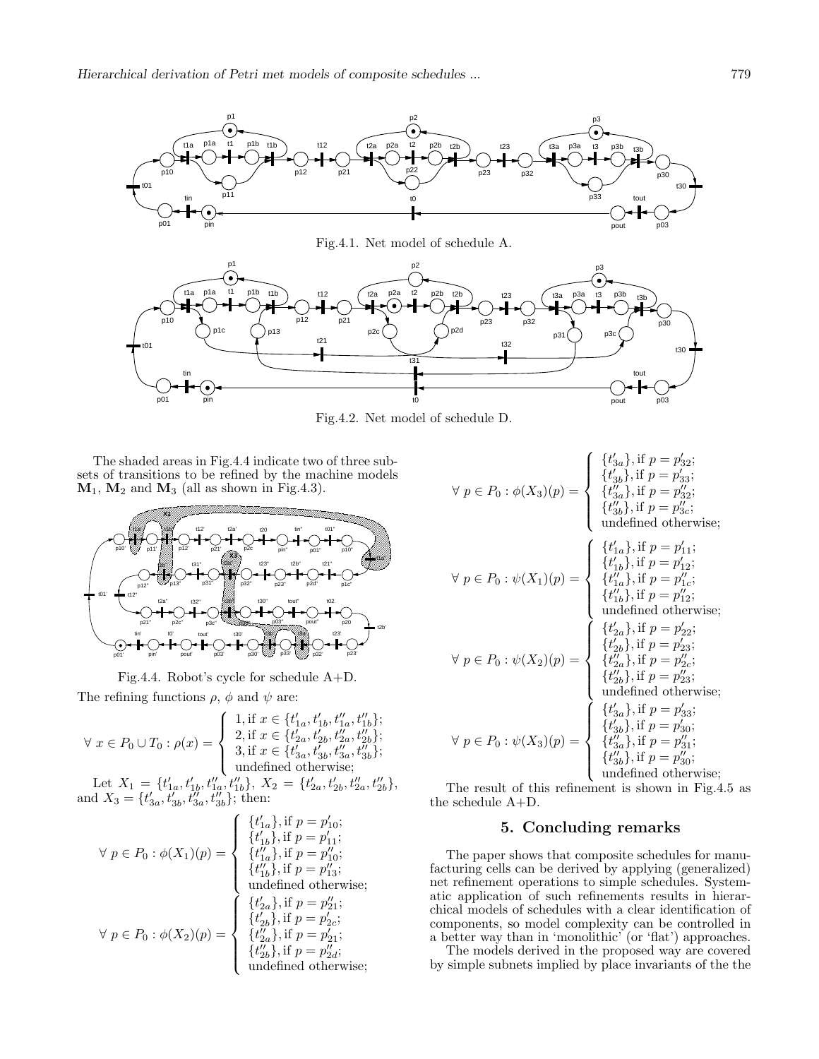Fig.4.1. Net model of schedule A.

Fig.4.2. Net model of schedule D.

The shaded areas in Fig.4.4 indicate two of three subsets of transitions to be refined by the machine models $\mathbf{M}_1$, $\mathbf{M}_2$ and $\mathbf{M}_3$ (all as shown in Fig.4.3).

Fig.4.4. Robot's cycle for schedule A+D.

The refining functions $\rho$, $\phi$ and $\psi$ are:

$$\forall\ x \in P_0 \cup T_0 : \rho(x) = \begin{cases} 1, \text{if } x \in \{t'_{1a}, t'_{1b}, t''_{1a}, t''_{1b}\}; \\ 2, \text{if } x \in \{t'_{2a}, t'_{2b}, t''_{2a}, t''_{2b}\}; \\ 3, \text{if } x \in \{t'_{3a}, t'_{3b}, t''_{3a}, t''_{3b}\}; \\ \text{undefined otherwise}; \end{cases}$$

Let $X_1 = \{t'_{1a}, t'_{1b}, t''_{1a}, t''_{1b}\}$, $X_2 = \{t'_{2a}, t'_{2b}, t''_{2a}, t''_{2b}\}$, and $X_3 = \{t'_{3a}, t'_{3b}, t''_{3a}, t''_{3b}\}$; then:

$$\forall\ p \in P_0 : \phi(X_1)(p) = \begin{cases} \{t'_{1a}\}, \text{if } p = p'_{10}; \\ \{t'_{1b}\}, \text{if } p = p'_{11}; \\ \{t''_{1a}\}, \text{if } p = p''_{10}; \\ \{t''_{1b}\}, \text{if } p = p''_{13}; \\ \text{undefined otherwise}; \end{cases}$$

$$\forall\ p \in P_0 : \phi(X_2)(p) = \begin{cases} \{t'_{2a}\}, \text{if } p = p''_{21}; \\ \{t'_{2b}\}, \text{if } p = p'_{2c}; \\ \{t''_{2a}\}, \text{if } p = p'_{21}; \\ \{t''_{2b}\}, \text{if } p = p''_{2d}; \\ \text{undefined otherwise}; \end{cases}$$

$$\forall\ p \in P_0 : \phi(X_3)(p) = \begin{cases} \{t'_{3a}\}, \text{if } p = p'_{32}; \\ \{t'_{3b}\}, \text{if } p = p'_{33}; \\ \{t''_{3a}\}, \text{if } p = p''_{32}; \\ \{t''_{3b}\}, \text{if } p = p''_{3c}; \\ \text{undefined otherwise}; \end{cases}$$

$$\forall\ p \in P_0 : \psi(X_1)(p) = \begin{cases} \{t'_{1a}\}, \text{if } p = p'_{11}; \\ \{t'_{1b}\}, \text{if } p = p'_{12}; \\ \{t''_{1a}\}, \text{if } p = p''_{1c}; \\ \{t''_{1b}\}, \text{if } p = p''_{12}; \\ \text{undefined otherwise}; \end{cases}$$

$$\forall\ p \in P_0 : \psi(X_2)(p) = \begin{cases} \{t'_{2a}\}, \text{if } p = p'_{22}; \\ \{t'_{2b}\}, \text{if } p = p'_{23}; \\ \{t''_{2a}\}, \text{if } p = p''_{2c}; \\ \{t''_{2b}\}, \text{if } p = p''_{23}; \\ \text{undefined otherwise}; \end{cases}$$

$$\forall\ p \in P_0 : \psi(X_3)(p) = \begin{cases} \{t'_{3a}\}, \text{if } p = p'_{33}; \\ \{t'_{3b}\}, \text{if } p = p'_{30}; \\ \{t''_{3a}\}, \text{if } p = p''_{31}; \\ \{t''_{3b}\}, \text{if } p = p''_{30}; \\ \text{undefined otherwise}; \end{cases}$$

The result of this refinement is shown in Fig.4.5 as the schedule A+D.

## 5. Concluding remarks

The paper shows that composite schedules for manufacturing cells can be derived by applying (generalized) net refinement operations to simple schedules. Systematic application of such refinements results in hierarchical models of schedules with a clear identification of components, so model complexity can be controlled in a better way than in 'monolithic' (or 'flat') approaches.

The models derived in the proposed way are covered by simple subnets implied by place invariants of the the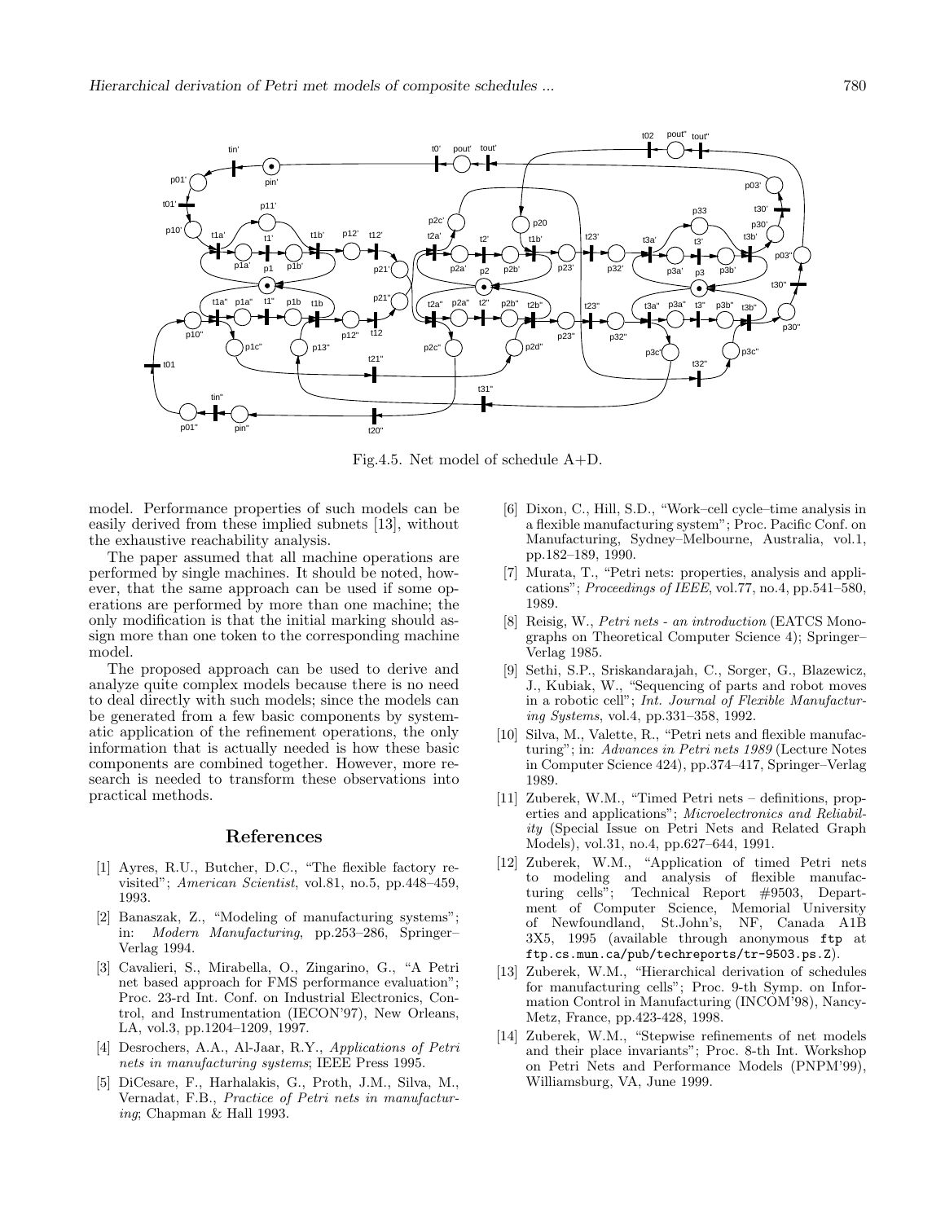Fig.4.5. Net model of schedule A+D.

model. Performance properties of such models can be easily derived from these implied subnets [13], without the exhaustive reachability analysis.

The paper assumed that all machine operations are performed by single machines. It should be noted, however, that the same approach can be used if some operations are performed by more than one machine; the only modification is that the initial marking should assign more than one token to the corresponding machine model.

The proposed approach can be used to derive and analyze quite complex models because there is no need to deal directly with such models; since the models can be generated from a few basic components by systematic application of the refinement operations, the only information that is actually needed is how these basic components are combined together. However, more research is needed to transform these observations into practical methods.

## References

[1] Ayres, R.U., Butcher, D.C., "The flexible factory revisited"; *American Scientist*, vol.81, no.5, pp.448–459, 1993.

[2] Banaszak, Z., "Modeling of manufacturing systems"; in: *Modern Manufacturing*, pp.253–286, Springer–Verlag 1994.

[3] Cavalieri, S., Mirabella, O., Zingarino, G., "A Petri net based approach for FMS performance evaluation"; Proc. 23-rd Int. Conf. on Industrial Electronics, Control, and Instrumentation (IECON'97), New Orleans, LA, vol.3, pp.1204–1209, 1997.

[4] Desrochers, A.A., Al-Jaar, R.Y., *Applications of Petri nets in manufacturing systems*; IEEE Press 1995.

[5] DiCesare, F., Harhalakis, G., Proth, J.M., Silva, M., Vernadat, F.B., *Practice of Petri nets in manufacturing*; Chapman & Hall 1993.

[6] Dixon, C., Hill, S.D., "Work–cell cycle–time analysis in a flexible manufacturing system"; Proc. Pacific Conf. on Manufacturing, Sydney–Melbourne, Australia, vol.1, pp.182–189, 1990.

[7] Murata, T., "Petri nets: properties, analysis and applications"; *Proceedings of IEEE*, vol.77, no.4, pp.541–580, 1989.

[8] Reisig, W., *Petri nets - an introduction* (EATCS Monographs on Theoretical Computer Science 4); Springer–Verlag 1985.

[9] Sethi, S.P., Sriskandarajah, C., Sorger, G., Blazewicz, J., Kubiak, W., "Sequencing of parts and robot moves in a robotic cell"; *Int. Journal of Flexible Manufacturing Systems*, vol.4, pp.331–358, 1992.

[10] Silva, M., Valette, R., "Petri nets and flexible manufacturing"; in: *Advances in Petri nets 1989* (Lecture Notes in Computer Science 424), pp.374–417, Springer–Verlag 1989.

[11] Zuberek, W.M., "Timed Petri nets – definitions, properties and applications"; *Microelectronics and Reliability* (Special Issue on Petri Nets and Related Graph Models), vol.31, no.4, pp.627–644, 1991.

[12] Zuberek, W.M., "Application of timed Petri nets to modeling and analysis of flexible manufacturing cells"; Technical Report #9503, Department of Computer Science, Memorial University of Newfoundland, St.John's, NF, Canada A1B 3X5, 1995 (available through anonymous `ftp` at `ftp.cs.mun.ca/pub/techreports/tr-9503.ps.Z`).

[13] Zuberek, W.M., "Hierarchical derivation of schedules for manufacturing cells"; Proc. 9-th Symp. on Information Control in Manufacturing (INCOM'98), Nancy-Metz, France, pp.423-428, 1998.

[14] Zuberek, W.M., "Stepwise refinements of net models and their place invariants"; Proc. 8-th Int. Workshop on Petri Nets and Performance Models (PNPM'99), Williamsburg, VA, June 1999.